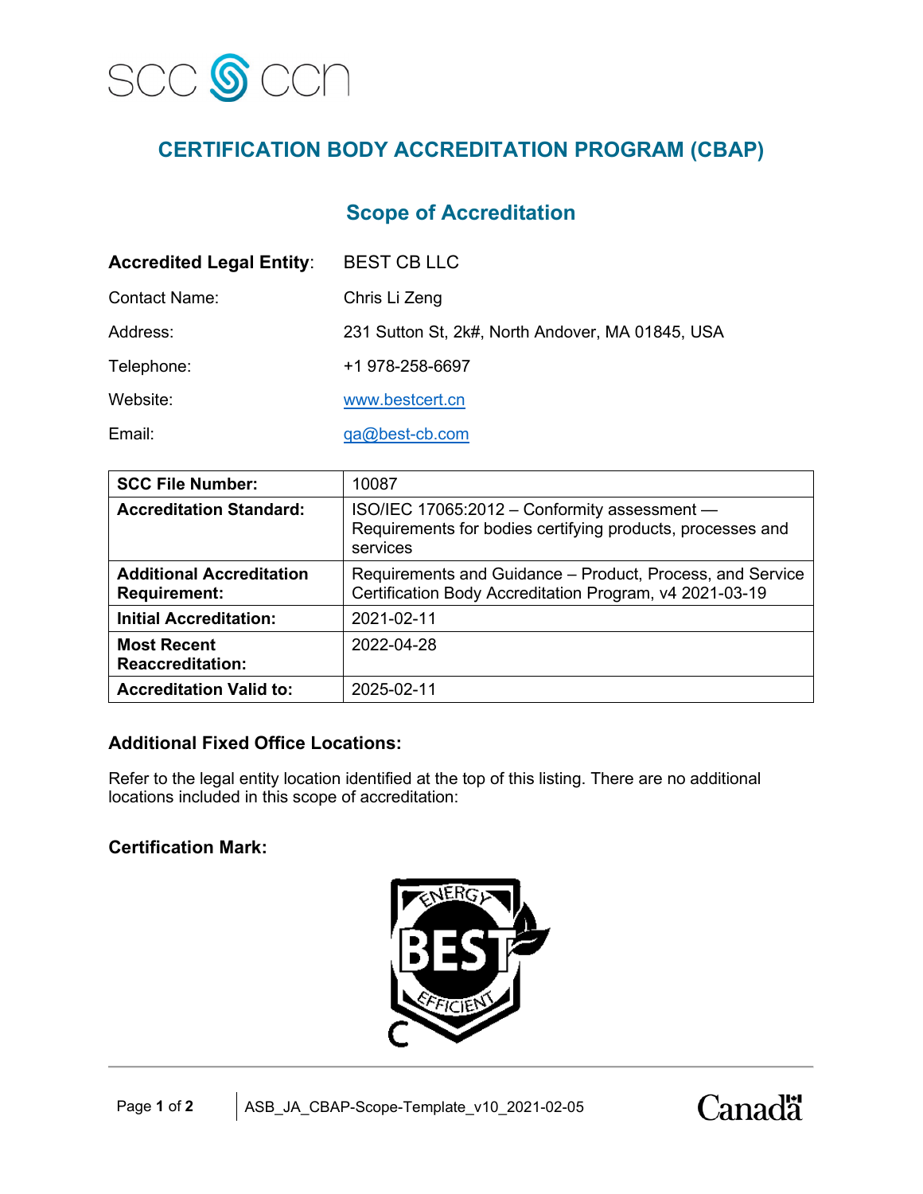# CERTIFICATION BODY ACCREDITATION PROGRAM (CBAP)

## Scope of Accreditation

**Accredited Legal Entity**: BEST CB LLC

Contact Name: Chris Li Zeng

Address: 231 Sutton St, 2k#, North Andover, MA 01845, USA

Telephone: +1 978-258-6697

Website: www.bestcert.cn

Email: qa@best-cb.com

| | |
|---|---|
| **SCC File Number:** | 10087 |
| **Accreditation Standard:** | ISO/IEC 17065:2012 – Conformity assessment — Requirements for bodies certifying products, processes and services |
| **Additional Accreditation Requirement:** | Requirements and Guidance – Product, Process, and Service Certification Body Accreditation Program, v4 2021-03-19 |
| **Initial Accreditation:** | 2021-02-11 |
| **Most Recent Reaccreditation:** | 2022-04-28 |
| **Accreditation Valid to:** | 2025-02-11 |

### Additional Fixed Office Locations:

Refer to the legal entity location identified at the top of this listing. There are no additional locations included in this scope of accreditation:

### Certification Mark:

ENERGY BEST EFFICIENT C

ASB_JA_CBAP-Scope-Template_v10_2021-02-05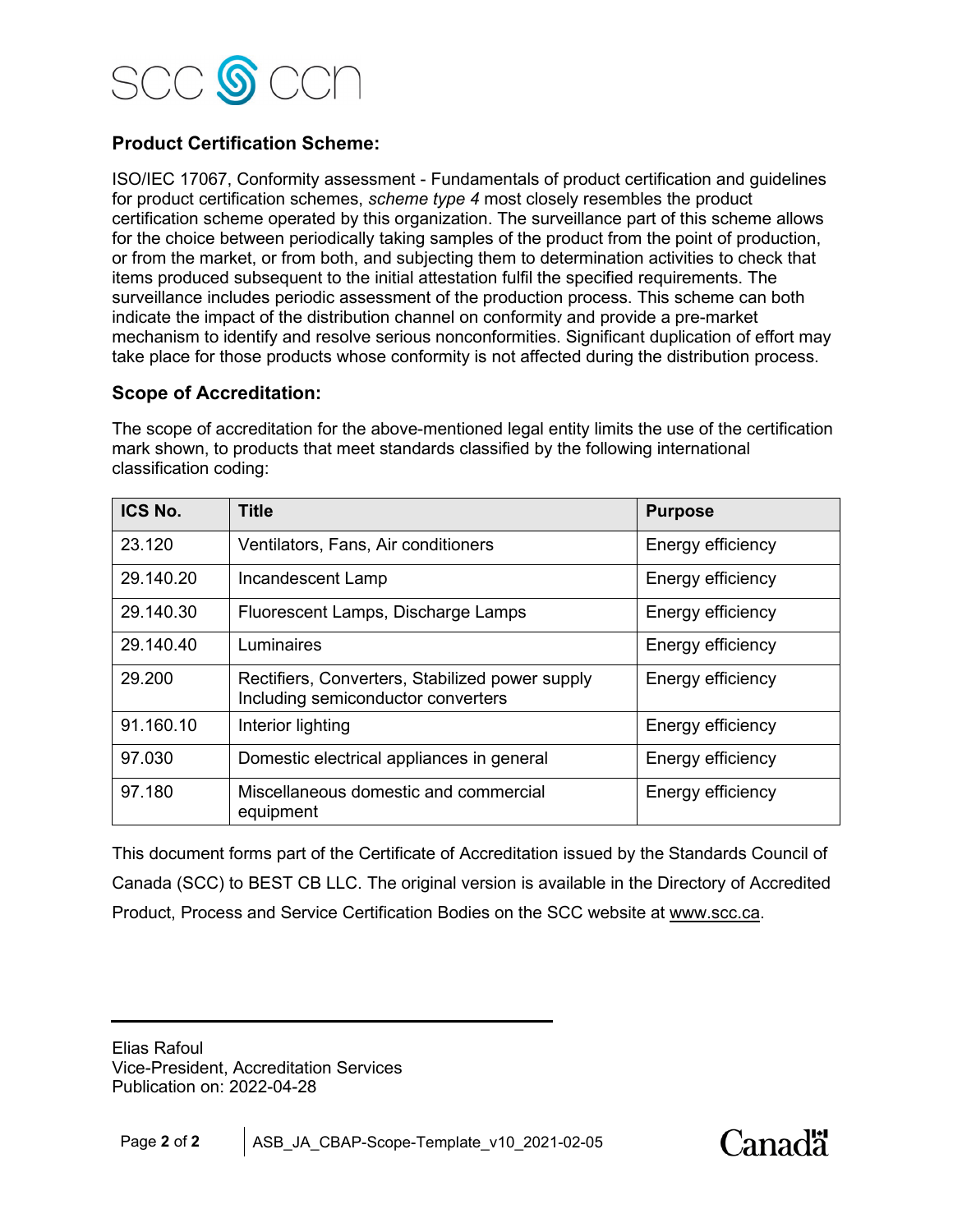## Product Certification Scheme:

ISO/IEC 17067, Conformity assessment - Fundamentals of product certification and guidelines for product certification schemes, *scheme type 4* most closely resembles the product certification scheme operated by this organization. The surveillance part of this scheme allows for the choice between periodically taking samples of the product from the point of production, or from the market, or from both, and subjecting them to determination activities to check that items produced subsequent to the initial attestation fulfil the specified requirements. The surveillance includes periodic assessment of the production process. This scheme can both indicate the impact of the distribution channel on conformity and provide a pre-market mechanism to identify and resolve serious nonconformities. Significant duplication of effort may take place for those products whose conformity is not affected during the distribution process.

## Scope of Accreditation:

The scope of accreditation for the above-mentioned legal entity limits the use of the certification mark shown, to products that meet standards classified by the following international classification coding:

| ICS No. | Title | Purpose |
|---|---|---|
| 23.120 | Ventilators, Fans, Air conditioners | Energy efficiency |
| 29.140.20 | Incandescent Lamp | Energy efficiency |
| 29.140.30 | Fluorescent Lamps, Discharge Lamps | Energy efficiency |
| 29.140.40 | Luminaires | Energy efficiency |
| 29.200 | Rectifiers, Converters, Stabilized power supply Including semiconductor converters | Energy efficiency |
| 91.160.10 | Interior lighting | Energy efficiency |
| 97.030 | Domestic electrical appliances in general | Energy efficiency |
| 97.180 | Miscellaneous domestic and commercial equipment | Energy efficiency |

This document forms part of the Certificate of Accreditation issued by the Standards Council of Canada (SCC) to BEST CB LLC. The original version is available in the Directory of Accredited Product, Process and Service Certification Bodies on the SCC website at www.scc.ca.

Elias Rafoul
Vice-President, Accreditation Services
Publication on: 2022-04-28

ASB_JA_CBAP-Scope-Template_v10_2021-02-05